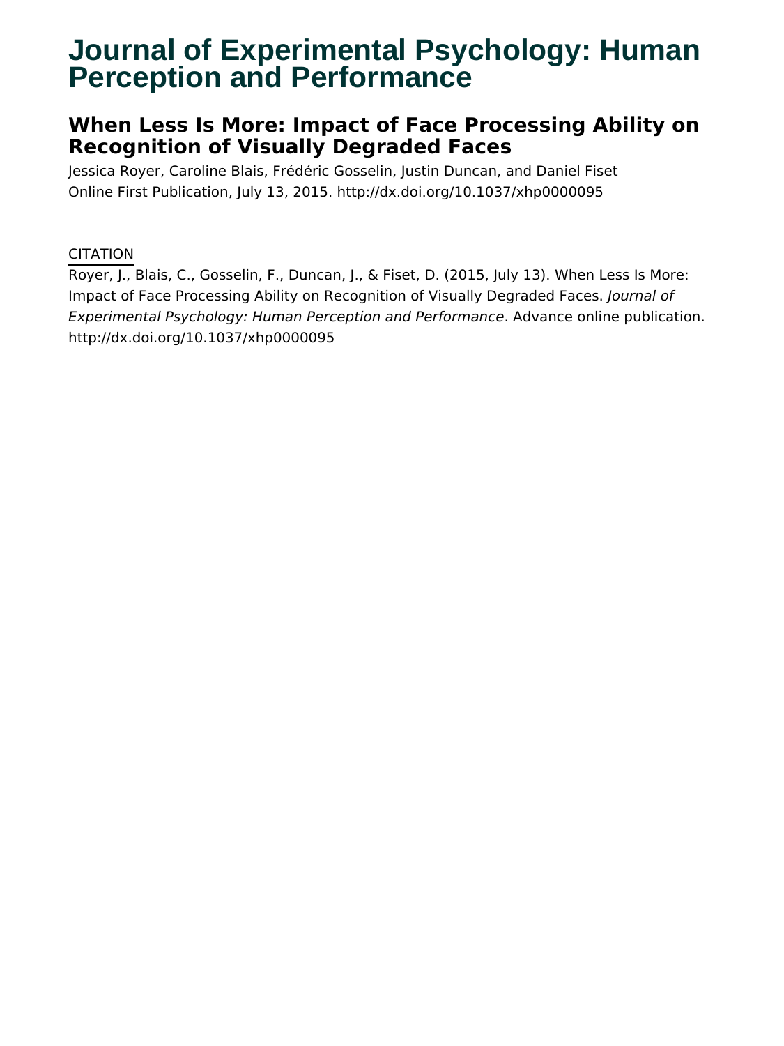# Journal of Experimental Psychology: Human Perception and Performance

## When Less Is More: Impact of Face Processing Ability on Recognition of Visually Degraded Faces

Jessica Royer, Caroline Blais, Frédéric Gosselin, Justin Duncan, and Daniel Fiset

Online First Publication, July 13, 2015. http://dx.doi.org/10.1037/xhp0000095

CITATION

Royer, J., Blais, C., Gosselin, F., Duncan, J., & Fiset, D. (2015, July 13). When Less Is More: Impact of Face Processing Ability on Recognition of Visually Degraded Faces. *Journal of Experimental Psychology: Human Perception and Performance*. Advance online publication. http://dx.doi.org/10.1037/xhp0000095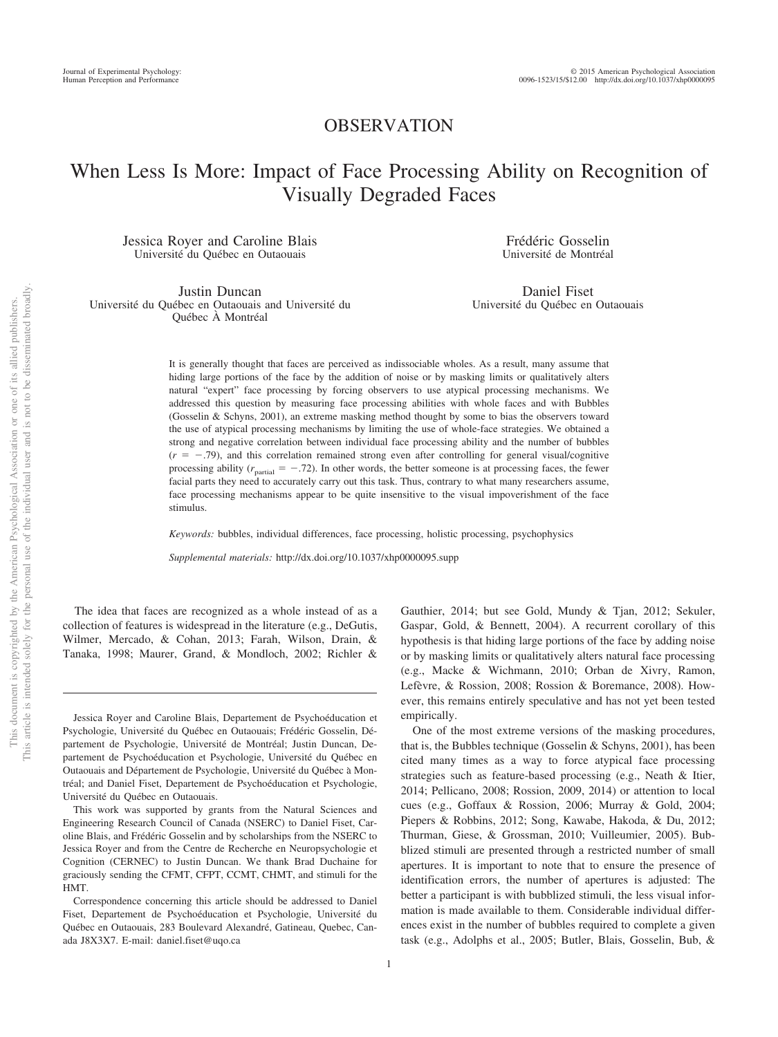# OBSERVATION

# When Less Is More: Impact of Face Processing Ability on Recognition of Visually Degraded Faces

Jessica Royer and Caroline Blais
Université du Québec en Outaouais

Frédéric Gosselin
Université de Montréal

Justin Duncan
Université du Québec en Outaouais and Université du Québec À Montréal

Daniel Fiset
Université du Québec en Outaouais

It is generally thought that faces are perceived as indissociable wholes. As a result, many assume that hiding large portions of the face by the addition of noise or by masking limits or qualitatively alters natural "expert" face processing by forcing observers to use atypical processing mechanisms. We addressed this question by measuring face processing abilities with whole faces and with Bubbles (Gosselin & Schyns, 2001), an extreme masking method thought by some to bias the observers toward the use of atypical processing mechanisms by limiting the use of whole-face strategies. We obtained a strong and negative correlation between individual face processing ability and the number of bubbles ($r = -.79$), and this correlation remained strong even after controlling for general visual/cognitive processing ability ($r_{\text{partial}} = -.72$). In other words, the better someone is at processing faces, the fewer facial parts they need to accurately carry out this task. Thus, contrary to what many researchers assume, face processing mechanisms appear to be quite insensitive to the visual impoverishment of the face stimulus.

*Keywords:* bubbles, individual differences, face processing, holistic processing, psychophysics

*Supplemental materials:* http://dx.doi.org/10.1037/xhp0000095.supp

The idea that faces are recognized as a whole instead of as a collection of features is widespread in the literature (e.g., DeGutis, Wilmer, Mercado, & Cohan, 2013; Farah, Wilson, Drain, & Tanaka, 1998; Maurer, Grand, & Mondloch, 2002; Richler & Gauthier, 2014; but see Gold, Mundy & Tjan, 2012; Sekuler, Gaspar, Gold, & Bennett, 2004). A recurrent corollary of this hypothesis is that hiding large portions of the face by adding noise or by masking limits or qualitatively alters natural face processing (e.g., Macke & Wichmann, 2010; Orban de Xivry, Ramon, Lefèvre, & Rossion, 2008; Rossion & Boremance, 2008). However, this remains entirely speculative and has not yet been tested empirically.

One of the most extreme versions of the masking procedures, that is, the Bubbles technique (Gosselin & Schyns, 2001), has been cited many times as a way to force atypical face processing strategies such as feature-based processing (e.g., Neath & Itier, 2014; Pellicano, 2008; Rossion, 2009, 2014) or attention to local cues (e.g., Goffaux & Rossion, 2006; Murray & Gold, 2004; Piepers & Robbins, 2012; Song, Kawabe, Hakoda, & Du, 2012; Thurman, Giese, & Grossman, 2010; Vuilleumier, 2005). Bubblized stimuli are presented through a restricted number of small apertures. It is important to note that to ensure the presence of identification errors, the number of apertures is adjusted: The better a participant is with bubblized stimuli, the less visual information is made available to them. Considerable individual differences exist in the number of bubbles required to complete a given task (e.g., Adolphs et al., 2005; Butler, Blais, Gosselin, Bub, &

Jessica Royer and Caroline Blais, Departement de Psychoéducation et Psychologie, Université du Québec en Outaouais; Frédéric Gosselin, Département de Psychologie, Université de Montréal; Justin Duncan, Departement de Psychoéducation et Psychologie, Université du Québec en Outaouais and Département de Psychologie, Université du Québec à Montréal; and Daniel Fiset, Departement de Psychoéducation et Psychologie, Université du Québec en Outaouais.

This work was supported by grants from the Natural Sciences and Engineering Research Council of Canada (NSERC) to Daniel Fiset, Caroline Blais, and Frédéric Gosselin and by scholarships from the NSERC to Jessica Royer and from the Centre de Recherche en Neuropsychologie et Cognition (CERNEC) to Justin Duncan. We thank Brad Duchaine for graciously sending the CFMT, CFPT, CCMT, CHMT, and stimuli for the HMT.

Correspondence concerning this article should be addressed to Daniel Fiset, Departement de Psychoéducation et Psychologie, Université du Québec en Outaouais, 283 Boulevard Alexandré, Gatineau, Quebec, Canada J8X3X7. E-mail: daniel.fiset@uqo.ca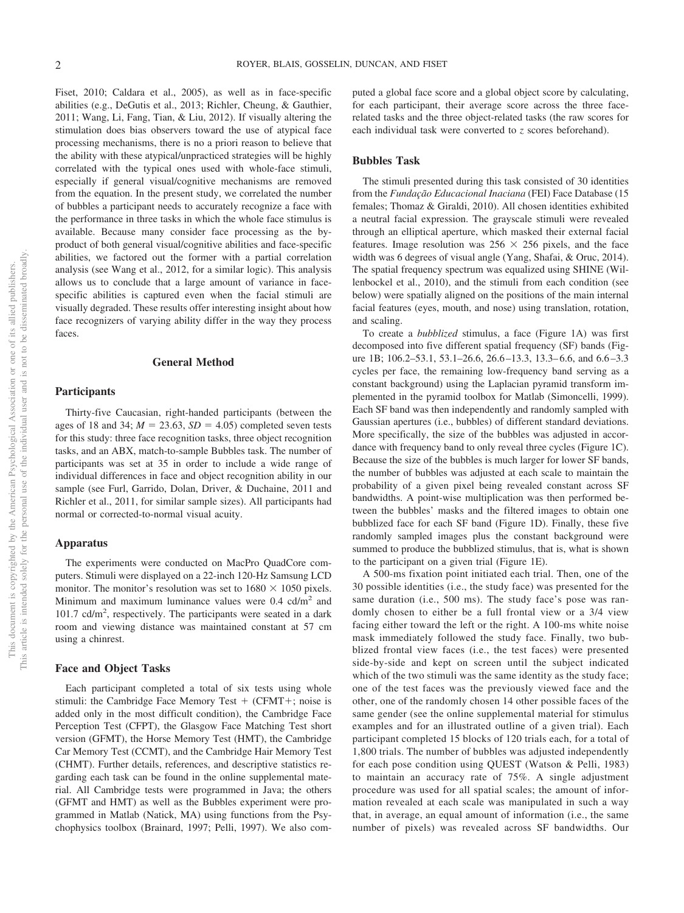Fiset, 2010; Caldara et al., 2005), as well as in face-specific abilities (e.g., DeGutis et al., 2013; Richler, Cheung, & Gauthier, 2011; Wang, Li, Fang, Tian, & Liu, 2012). If visually altering the stimulation does bias observers toward the use of atypical face processing mechanisms, there is no a priori reason to believe that the ability with these atypical/unpracticed strategies will be highly correlated with the typical ones used with whole-face stimuli, especially if general visual/cognitive mechanisms are removed from the equation. In the present study, we correlated the number of bubbles a participant needs to accurately recognize a face with the performance in three tasks in which the whole face stimulus is available. Because many consider face processing as the by-product of both general visual/cognitive abilities and face-specific abilities, we factored out the former with a partial correlation analysis (see Wang et al., 2012, for a similar logic). This analysis allows us to conclude that a large amount of variance in face-specific abilities is captured even when the facial stimuli are visually degraded. These results offer interesting insight about how face recognizers of varying ability differ in the way they process faces.

## General Method

### Participants

Thirty-five Caucasian, right-handed participants (between the ages of 18 and 34; $M = 23.63$, $SD = 4.05$) completed seven tests for this study: three face recognition tasks, three object recognition tasks, and an ABX, match-to-sample Bubbles task. The number of participants was set at 35 in order to include a wide range of individual differences in face and object recognition ability in our sample (see Furl, Garrido, Dolan, Driver, & Duchaine, 2011 and Richler et al., 2011, for similar sample sizes). All participants had normal or corrected-to-normal visual acuity.

### Apparatus

The experiments were conducted on MacPro QuadCore computers. Stimuli were displayed on a 22-inch 120-Hz Samsung LCD monitor. The monitor's resolution was set to $1680 \times 1050$ pixels. Minimum and maximum luminance values were 0.4 cd/m$^2$ and 101.7 cd/m$^2$, respectively. The participants were seated in a dark room and viewing distance was maintained constant at 57 cm using a chinrest.

### Face and Object Tasks

Each participant completed a total of six tests using whole stimuli: the Cambridge Face Memory Test + (CFMT+; noise is added only in the most difficult condition), the Cambridge Face Perception Test (CFPT), the Glasgow Face Matching Test short version (GFMT), the Horse Memory Test (HMT), the Cambridge Car Memory Test (CCMT), and the Cambridge Hair Memory Test (CHMT). Further details, references, and descriptive statistics regarding each task can be found in the online supplemental material. All Cambridge tests were programmed in Java; the others (GFMT and HMT) as well as the Bubbles experiment were programmed in Matlab (Natick, MA) using functions from the Psychophysics toolbox (Brainard, 1997; Pelli, 1997). We also computed a global face score and a global object score by calculating, for each participant, their average score across the three face-related tasks and the three object-related tasks (the raw scores for each individual task were converted to $z$ scores beforehand).

### Bubbles Task

The stimuli presented during this task consisted of 30 identities from the *Fundação Educacional Inaciana* (FEI) Face Database (15 females; Thomaz & Giraldi, 2010). All chosen identities exhibited a neutral facial expression. The grayscale stimuli were revealed through an elliptical aperture, which masked their external facial features. Image resolution was $256 \times 256$ pixels, and the face width was 6 degrees of visual angle (Yang, Shafai, & Oruc, 2014). The spatial frequency spectrum was equalized using SHINE (Willenbockel et al., 2010), and the stimuli from each condition (see below) were spatially aligned on the positions of the main internal facial features (eyes, mouth, and nose) using translation, rotation, and scaling.

To create a *bubblized* stimulus, a face (Figure 1A) was first decomposed into five different spatial frequency (SF) bands (Figure 1B; 106.2–53.1, 53.1–26.6, 26.6–13.3, 13.3–6.6, and 6.6–3.3 cycles per face, the remaining low-frequency band serving as a constant background) using the Laplacian pyramid transform implemented in the pyramid toolbox for Matlab (Simoncelli, 1999). Each SF band was then independently and randomly sampled with Gaussian apertures (i.e., bubbles) of different standard deviations. More specifically, the size of the bubbles was adjusted in accordance with frequency band to only reveal three cycles (Figure 1C). Because the size of the bubbles is much larger for lower SF bands, the number of bubbles was adjusted at each scale to maintain the probability of a given pixel being revealed constant across SF bandwidths. A point-wise multiplication was then performed between the bubbles' masks and the filtered images to obtain one bubblized face for each SF band (Figure 1D). Finally, these five randomly sampled images plus the constant background were summed to produce the bubblized stimulus, that is, what is shown to the participant on a given trial (Figure 1E).

A 500-ms fixation point initiated each trial. Then, one of the 30 possible identities (i.e., the study face) was presented for the same duration (i.e., 500 ms). The study face's pose was randomly chosen to either be a full frontal view or a 3/4 view facing either toward the left or the right. A 100-ms white noise mask immediately followed the study face. Finally, two bubblized frontal view faces (i.e., the test faces) were presented side-by-side and kept on screen until the subject indicated which of the two stimuli was the same identity as the study face; one of the test faces was the previously viewed face and the other, one of the randomly chosen 14 other possible faces of the same gender (see the online supplemental material for stimulus examples and for an illustrated outline of a given trial). Each participant completed 15 blocks of 120 trials each, for a total of 1,800 trials. The number of bubbles was adjusted independently for each pose condition using QUEST (Watson & Pelli, 1983) to maintain an accuracy rate of 75%. A single adjustment procedure was used for all spatial scales; the amount of information revealed at each scale was manipulated in such a way that, in average, an equal amount of information (i.e., the same number of pixels) was revealed across SF bandwidths. Our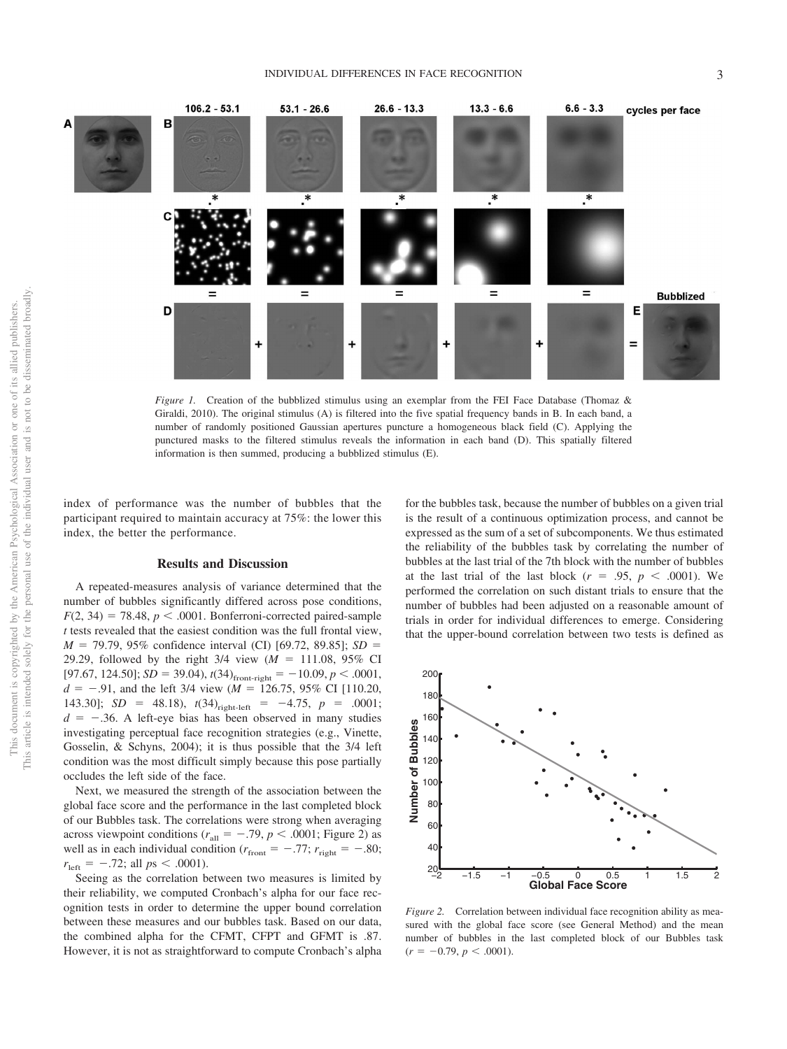*Figure 1.* Creation of the bubblized stimulus using an exemplar from the FEI Face Database (Thomaz & Giraldi, 2010). The original stimulus (A) is filtered into the five spatial frequency bands in B. In each band, a number of randomly positioned Gaussian apertures puncture a homogeneous black field (C). Applying the punctured masks to the filtered stimulus reveals the information in each band (D). This spatially filtered information is then summed, producing a bubblized stimulus (E).

index of performance was the number of bubbles that the participant required to maintain accuracy at 75%: the lower this index, the better the performance.

## Results and Discussion

A repeated-measures analysis of variance determined that the number of bubbles significantly differed across pose conditions, $F(2, 34) = 78.48$, $p < .0001$. Bonferroni-corrected paired-sample *t* tests revealed that the easiest condition was the full frontal view, $M = 79.79$, 95% confidence interval (CI) [69.72, 89.85]; $SD = 29.29$, followed by the right 3/4 view ($M = 111.08$, 95% CI [97.67, 124.50]; $SD = 39.04$), $t(34)_{\text{front-right}} = -10.09$, $p < .0001$, $d = -.91$, and the left 3/4 view ($M = 126.75$, 95% CI [110.20, 143.30]; $SD = 48.18$), $t(34)_{\text{right-left}} = -4.75$, $p = .0001$; $d = -.36$. A left-eye bias has been observed in many studies investigating perceptual face recognition strategies (e.g., Vinette, Gosselin, & Schyns, 2004); it is thus possible that the 3/4 left condition was the most difficult simply because this pose partially occludes the left side of the face.

Next, we measured the strength of the association between the global face score and the performance in the last completed block of our Bubbles task. The correlations were strong when averaging across viewpoint conditions ($r_{\text{all}} = -.79$, $p < .0001$; Figure 2) as well as in each individual condition ($r_{\text{front}} = -.77$; $r_{\text{right}} = -.80$; $r_{\text{left}} = -.72$; all $p\text{s} < .0001$).

Seeing as the correlation between two measures is limited by their reliability, we computed Cronbach's alpha for our face recognition tests in order to determine the upper bound correlation between these measures and our bubbles task. Based on our data, the combined alpha for the CFMT, CFPT and GFMT is .87. However, it is not as straightforward to compute Cronbach's alpha for the bubbles task, because the number of bubbles on a given trial is the result of a continuous optimization process, and cannot be expressed as the sum of a set of subcomponents. We thus estimated the reliability of the bubbles task by correlating the number of bubbles at the last trial of the 7th block with the number of bubbles at the last trial of the last block ($r = .95$, $p < .0001$). We performed the correlation on such distant trials to ensure that the number of bubbles had been adjusted on a reasonable amount of trials in order for individual differences to emerge. Considering that the upper-bound correlation between two tests is defined as

*Figure 2.* Correlation between individual face recognition ability as measured with the global face score (see General Method) and the mean number of bubbles in the last completed block of our Bubbles task ($r = -0.79$, $p < .0001$).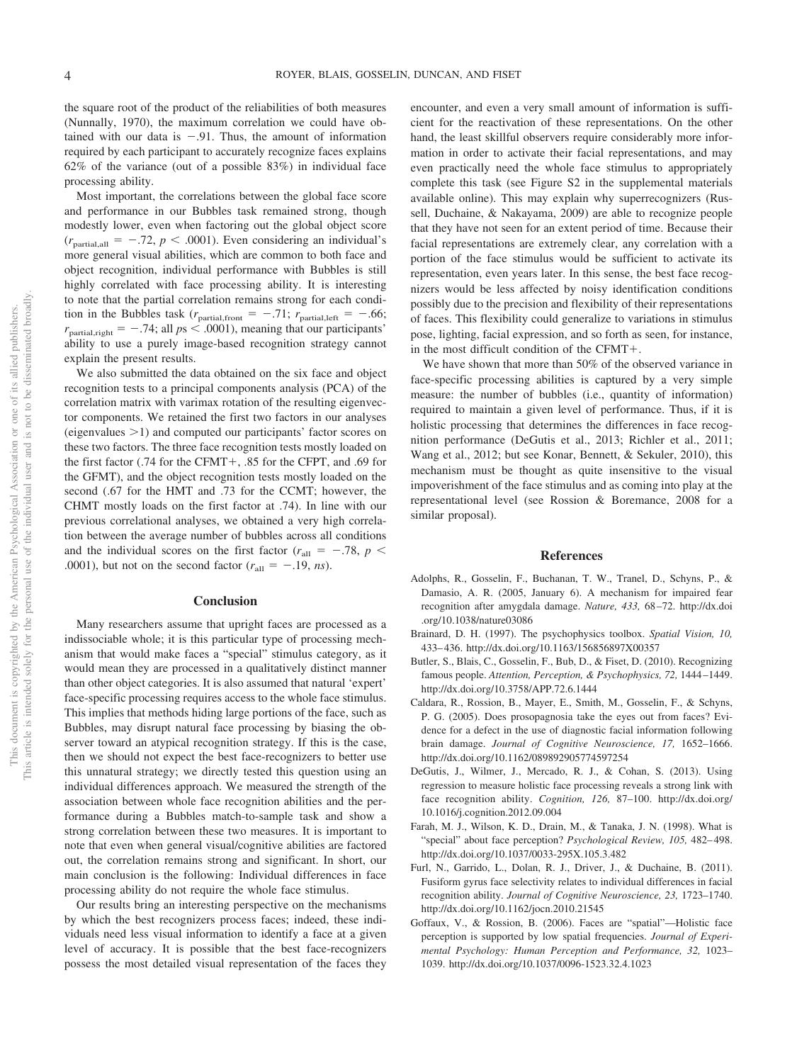the square root of the product of the reliabilities of both measures (Nunnally, 1970), the maximum correlation we could have obtained with our data is $-.91$. Thus, the amount of information required by each participant to accurately recognize faces explains 62% of the variance (out of a possible 83%) in individual face processing ability.

Most important, the correlations between the global face score and performance in our Bubbles task remained strong, though modestly lower, even when factoring out the global object score ($r_{\text{partial,all}} = -.72$, $p < .0001$). Even considering an individual's more general visual abilities, which are common to both face and object recognition, individual performance with Bubbles is still highly correlated with face processing ability. It is interesting to note that the partial correlation remains strong for each condition in the Bubbles task ($r_{\text{partial,front}} = -.71$; $r_{\text{partial,left}} = -.66$; $r_{\text{partial,right}} = -.74$; all $ps < .0001$), meaning that our participants' ability to use a purely image-based recognition strategy cannot explain the present results.

We also submitted the data obtained on the six face and object recognition tests to a principal components analysis (PCA) of the correlation matrix with varimax rotation of the resulting eigenvector components. We retained the first two factors in our analyses (eigenvalues $>1$) and computed our participants' factor scores on these two factors. The three face recognition tests mostly loaded on the first factor (.74 for the CFMT+, .85 for the CFPT, and .69 for the GFMT), and the object recognition tests mostly loaded on the second (.67 for the HMT and .73 for the CCMT; however, the CHMT mostly loads on the first factor at .74). In line with our previous correlational analyses, we obtained a very high correlation between the average number of bubbles across all conditions and the individual scores on the first factor ($r_{\text{all}} = -.78$, $p < .0001$), but not on the second factor ($r_{\text{all}} = -.19$, *ns*).

## Conclusion

Many researchers assume that upright faces are processed as a indissociable whole; it is this particular type of processing mechanism that would make faces a "special" stimulus category, as it would mean they are processed in a qualitatively distinct manner than other object categories. It is also assumed that natural 'expert' face-specific processing requires access to the whole face stimulus. This implies that methods hiding large portions of the face, such as Bubbles, may disrupt natural face processing by biasing the observer toward an atypical recognition strategy. If this is the case, then we should not expect the best face-recognizers to better use this unnatural strategy; we directly tested this question using an individual differences approach. We measured the strength of the association between whole face recognition abilities and the performance during a Bubbles match-to-sample task and show a strong correlation between these two measures. It is important to note that even when general visual/cognitive abilities are factored out, the correlation remains strong and significant. In short, our main conclusion is the following: Individual differences in face processing ability do not require the whole face stimulus.

Our results bring an interesting perspective on the mechanisms by which the best recognizers process faces; indeed, these individuals need less visual information to identify a face at a given level of accuracy. It is possible that the best face-recognizers possess the most detailed visual representation of the faces they encounter, and even a very small amount of information is sufficient for the reactivation of these representations. On the other hand, the least skillful observers require considerably more information in order to activate their facial representations, and may even practically need the whole face stimulus to appropriately complete this task (see Figure S2 in the supplemental materials available online). This may explain why superrecognizers (Russell, Duchaine, & Nakayama, 2009) are able to recognize people that they have not seen for an extent period of time. Because their facial representations are extremely clear, any correlation with a portion of the face stimulus would be sufficient to activate its representation, even years later. In this sense, the best face recognizers would be less affected by noisy identification conditions possibly due to the precision and flexibility of their representations of faces. This flexibility could generalize to variations in stimulus pose, lighting, facial expression, and so forth as seen, for instance, in the most difficult condition of the CFMT+.

We have shown that more than 50% of the observed variance in face-specific processing abilities is captured by a very simple measure: the number of bubbles (i.e., quantity of information) required to maintain a given level of performance. Thus, if it is holistic processing that determines the differences in face recognition performance (DeGutis et al., 2013; Richler et al., 2011; Wang et al., 2012; but see Konar, Bennett, & Sekuler, 2010), this mechanism must be thought as quite insensitive to the visual impoverishment of the face stimulus and as coming into play at the representational level (see Rossion & Boremance, 2008 for a similar proposal).

## References

Adolphs, R., Gosselin, F., Buchanan, T. W., Tranel, D., Schyns, P., & Damasio, A. R. (2005, January 6). A mechanism for impaired fear recognition after amygdala damage. *Nature, 433,* 68–72. http://dx.doi.org/10.1038/nature03086

Brainard, D. H. (1997). The psychophysics toolbox. *Spatial Vision, 10,* 433–436. http://dx.doi.org/10.1163/156856897X00357

Butler, S., Blais, C., Gosselin, F., Bub, D., & Fiset, D. (2010). Recognizing famous people. *Attention, Perception, & Psychophysics, 72,* 1444–1449. http://dx.doi.org/10.3758/APP.72.6.1444

Caldara, R., Rossion, B., Mayer, E., Smith, M., Gosselin, F., & Schyns, P. G. (2005). Does prosopagnosia take the eyes out from faces? Evidence for a defect in the use of diagnostic facial information following brain damage. *Journal of Cognitive Neuroscience, 17,* 1652–1666. http://dx.doi.org/10.1162/089892905774597254

DeGutis, J., Wilmer, J., Mercado, R. J., & Cohan, S. (2013). Using regression to measure holistic face processing reveals a strong link with face recognition ability. *Cognition, 126,* 87–100. http://dx.doi.org/10.1016/j.cognition.2012.09.004

Farah, M. J., Wilson, K. D., Drain, M., & Tanaka, J. N. (1998). What is "special" about face perception? *Psychological Review, 105,* 482–498. http://dx.doi.org/10.1037/0033-295X.105.3.482

Furl, N., Garrido, L., Dolan, R. J., Driver, J., & Duchaine, B. (2011). Fusiform gyrus face selectivity relates to individual differences in facial recognition ability. *Journal of Cognitive Neuroscience, 23,* 1723–1740. http://dx.doi.org/10.1162/jocn.2010.21545

Goffaux, V., & Rossion, B. (2006). Faces are "spatial"—Holistic face perception is supported by low spatial frequencies. *Journal of Experimental Psychology: Human Perception and Performance, 32,* 1023–1039. http://dx.doi.org/10.1037/0096-1523.32.4.1023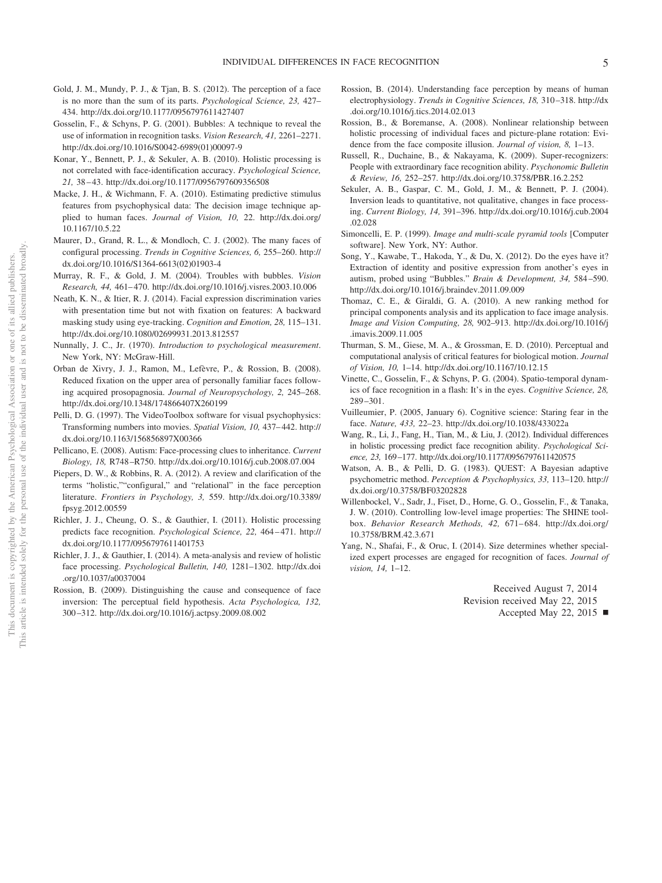Gold, J. M., Mundy, P. J., & Tjan, B. S. (2012). The perception of a face is no more than the sum of its parts. *Psychological Science, 23,* 427–434. http://dx.doi.org/10.1177/0956797611427407

Gosselin, F., & Schyns, P. G. (2001). Bubbles: A technique to reveal the use of information in recognition tasks. *Vision Research, 41,* 2261–2271. http://dx.doi.org/10.1016/S0042-6989(01)00097-9

Konar, Y., Bennett, P. J., & Sekuler, A. B. (2010). Holistic processing is not correlated with face-identification accuracy. *Psychological Science, 21,* 38–43. http://dx.doi.org/10.1177/0956797609356508

Macke, J. H., & Wichmann, F. A. (2010). Estimating predictive stimulus features from psychophysical data: The decision image technique applied to human faces. *Journal of Vision, 10,* 22. http://dx.doi.org/10.1167/10.5.22

Maurer, D., Grand, R. L., & Mondloch, C. J. (2002). The many faces of configural processing. *Trends in Cognitive Sciences, 6,* 255–260. http://dx.doi.org/10.1016/S1364-6613(02)01903-4

Murray, R. F., & Gold, J. M. (2004). Troubles with bubbles. *Vision Research, 44,* 461–470. http://dx.doi.org/10.1016/j.visres.2003.10.006

Neath, K. N., & Itier, R. J. (2014). Facial expression discrimination varies with presentation time but not with fixation on features: A backward masking study using eye-tracking. *Cognition and Emotion, 28,* 115–131. http://dx.doi.org/10.1080/02699931.2013.812557

Nunnally, J. C., Jr. (1970). *Introduction to psychological measurement*. New York, NY: McGraw-Hill.

Orban de Xivry, J. J., Ramon, M., Lefèvre, P., & Rossion, B. (2008). Reduced fixation on the upper area of personally familiar faces following acquired prosopagnosia. *Journal of Neuropsychology, 2,* 245–268. http://dx.doi.org/10.1348/174866407X260199

Pelli, D. G. (1997). The VideoToolbox software for visual psychophysics: Transforming numbers into movies. *Spatial Vision, 10,* 437–442. http://dx.doi.org/10.1163/156856897X00366

Pellicano, E. (2008). Autism: Face-processing clues to inheritance. *Current Biology, 18,* R748–R750. http://dx.doi.org/10.1016/j.cub.2008.07.004

Piepers, D. W., & Robbins, R. A. (2012). A review and clarification of the terms "holistic,""configural," and "relational" in the face perception literature. *Frontiers in Psychology, 3,* 559. http://dx.doi.org/10.3389/fpsyg.2012.00559

Richler, J. J., Cheung, O. S., & Gauthier, I. (2011). Holistic processing predicts face recognition. *Psychological Science, 22,* 464–471. http://dx.doi.org/10.1177/0956797611401753

Richler, J. J., & Gauthier, I. (2014). A meta-analysis and review of holistic face processing. *Psychological Bulletin, 140,* 1281–1302. http://dx.doi.org/10.1037/a0037004

Rossion, B. (2009). Distinguishing the cause and consequence of face inversion: The perceptual field hypothesis. *Acta Psychologica, 132,* 300–312. http://dx.doi.org/10.1016/j.actpsy.2009.08.002

Rossion, B. (2014). Understanding face perception by means of human electrophysiology. *Trends in Cognitive Sciences, 18,* 310–318. http://dx.doi.org/10.1016/j.tics.2014.02.013

Rossion, B., & Boremanse, A. (2008). Nonlinear relationship between holistic processing of individual faces and picture-plane rotation: Evidence from the face composite illusion. *Journal of vision, 8,* 1–13.

Russell, R., Duchaine, B., & Nakayama, K. (2009). Super-recognizers: People with extraordinary face recognition ability. *Psychonomic Bulletin & Review, 16,* 252–257. http://dx.doi.org/10.3758/PBR.16.2.252

Sekuler, A. B., Gaspar, C. M., Gold, J. M., & Bennett, P. J. (2004). Inversion leads to quantitative, not qualitative, changes in face processing. *Current Biology, 14,* 391–396. http://dx.doi.org/10.1016/j.cub.2004.02.028

Simoncelli, E. P. (1999). *Image and multi-scale pyramid tools* [Computer software]. New York, NY: Author.

Song, Y., Kawabe, T., Hakoda, Y., & Du, X. (2012). Do the eyes have it? Extraction of identity and positive expression from another's eyes in autism, probed using "Bubbles." *Brain & Development, 34,* 584–590. http://dx.doi.org/10.1016/j.braindev.2011.09.009

Thomaz, C. E., & Giraldi, G. A. (2010). A new ranking method for principal components analysis and its application to face image analysis. *Image and Vision Computing, 28,* 902–913. http://dx.doi.org/10.1016/j.imavis.2009.11.005

Thurman, S. M., Giese, M. A., & Grossman, E. D. (2010). Perceptual and computational analysis of critical features for biological motion. *Journal of Vision, 10,* 1–14. http://dx.doi.org/10.1167/10.12.15

Vinette, C., Gosselin, F., & Schyns, P. G. (2004). Spatio-temporal dynamics of face recognition in a flash: It's in the eyes. *Cognitive Science, 28,* 289–301.

Vuilleumier, P. (2005, January 6). Cognitive science: Staring fear in the face. *Nature, 433,* 22–23. http://dx.doi.org/10.1038/433022a

Wang, R., Li, J., Fang, H., Tian, M., & Liu, J. (2012). Individual differences in holistic processing predict face recognition ability. *Psychological Science, 23,* 169–177. http://dx.doi.org/10.1177/0956797611420575

Watson, A. B., & Pelli, D. G. (1983). QUEST: A Bayesian adaptive psychometric method. *Perception & Psychophysics, 33,* 113–120. http://dx.doi.org/10.3758/BF03202828

Willenbockel, V., Sadr, J., Fiset, D., Horne, G. O., Gosselin, F., & Tanaka, J. W. (2010). Controlling low-level image properties: The SHINE toolbox. *Behavior Research Methods, 42,* 671–684. http://dx.doi.org/10.3758/BRM.42.3.671

Yang, N., Shafai, F., & Oruc, I. (2014). Size determines whether specialized expert processes are engaged for recognition of faces. *Journal of vision, 14,* 1–12.

Received August 7, 2014
Revision received May 22, 2015
Accepted May 22, 2015 ■